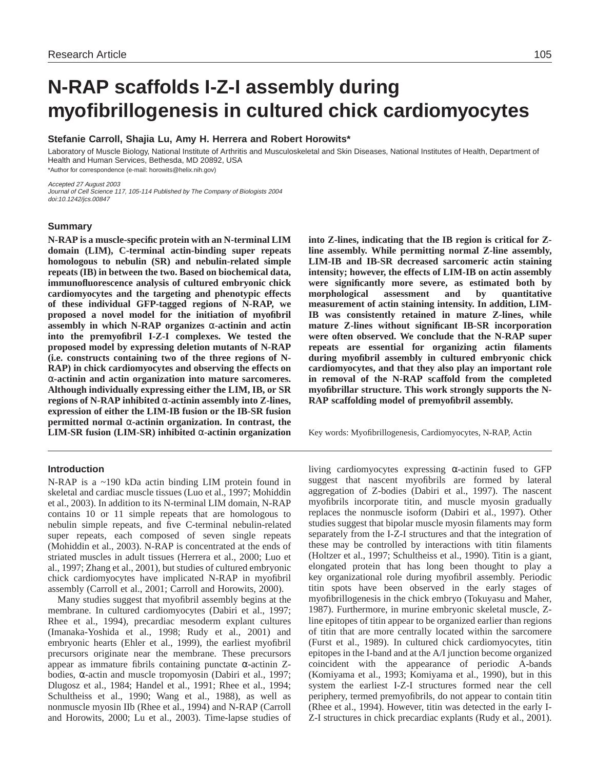Research Article

# N-RAP scaffolds I-Z-I assembly during myofibrillogenesis in cultured chick cardiomyocytes

**Stefanie Carroll, Shajia Lu, Amy H. Herrera and Robert Horowits***

Laboratory of Muscle Biology, National Institute of Arthritis and Musculoskeletal and Skin Diseases, National Institutes of Health, Department of Health and Human Services, Bethesda, MD 20892, USA

*Author for correspondence (e-mail: horowits@helix.nih.gov)

*Accepted 27 August 2003*
*Journal of Cell Science 117, 105-114 Published by The Company of Biologists 2004*
*doi:10.1242/jcs.00847*

## Summary

**N-RAP is a muscle-specific protein with an N-terminal LIM domain (LIM), C-terminal actin-binding super repeats homologous to nebulin (SR) and nebulin-related simple repeats (IB) in between the two. Based on biochemical data, immunofluorescence analysis of cultured embryonic chick cardiomyocytes and the targeting and phenotypic effects of these individual GFP-tagged regions of N-RAP, we proposed a novel model for the initiation of myofibril assembly in which N-RAP organizes α-actinin and actin into the premyofibril I-Z-I complexes. We tested the proposed model by expressing deletion mutants of N-RAP (i.e. constructs containing two of the three regions of N-RAP) in chick cardiomyocytes and observing the effects on α-actinin and actin organization into mature sarcomeres. Although individually expressing either the LIM, IB, or SR regions of N-RAP inhibited α-actinin assembly into Z-lines, expression of either the LIM-IB fusion or the IB-SR fusion permitted normal α-actinin organization. In contrast, the LIM-SR fusion (LIM-SR) inhibited α-actinin organization into Z-lines, indicating that the IB region is critical for Z-line assembly. While permitting normal Z-line assembly, LIM-IB and IB-SR decreased sarcomeric actin staining intensity; however, the effects of LIM-IB on actin assembly were significantly more severe, as estimated both by morphological assessment and by quantitative measurement of actin staining intensity. In addition, LIM-IB was consistently retained in mature Z-lines, while mature Z-lines without significant IB-SR incorporation were often observed. We conclude that the N-RAP super repeats are essential for organizing actin filaments during myofibril assembly in cultured embryonic chick cardiomyocytes, and that they also play an important role in removal of the N-RAP scaffold from the completed myofibrillar structure. This work strongly supports the N-RAP scaffolding model of premyofibril assembly.**

Key words: Myofibrillogenesis, Cardiomyocytes, N-RAP, Actin

## Introduction

N-RAP is a ~190 kDa actin binding LIM protein found in skeletal and cardiac muscle tissues (Luo et al., 1997; Mohiddin et al., 2003). In addition to its N-terminal LIM domain, N-RAP contains 10 or 11 simple repeats that are homologous to nebulin simple repeats, and five C-terminal nebulin-related super repeats, each composed of seven single repeats (Mohiddin et al., 2003). N-RAP is concentrated at the ends of striated muscles in adult tissues (Herrera et al., 2000; Luo et al., 1997; Zhang et al., 2001), but studies of cultured embryonic chick cardiomyocytes have implicated N-RAP in myofibril assembly (Carroll et al., 2001; Carroll and Horowits, 2000).

Many studies suggest that myofibril assembly begins at the membrane. In cultured cardiomyocytes (Dabiri et al., 1997; Rhee et al., 1994), precardiac mesoderm explant cultures (Imanaka-Yoshida et al., 1998; Rudy et al., 2001) and embryonic hearts (Ehler et al., 1999), the earliest myofibril precursors originate near the membrane. These precursors appear as immature fibrils containing punctate α-actinin Z-bodies, α-actin and muscle tropomyosin (Dabiri et al., 1997; Dlugosz et al., 1984; Handel et al., 1991; Rhee et al., 1994; Schultheiss et al., 1990; Wang et al., 1988), as well as nonmuscle myosin IIb (Rhee et al., 1994) and N-RAP (Carroll and Horowits, 2000; Lu et al., 2003). Time-lapse studies of living cardiomyocytes expressing α-actinin fused to GFP suggest that nascent myofibrils are formed by lateral aggregation of Z-bodies (Dabiri et al., 1997). The nascent myofibrils incorporate titin, and muscle myosin gradually replaces the nonmuscle isoform (Dabiri et al., 1997). Other studies suggest that bipolar muscle myosin filaments may form separately from the I-Z-I structures and that the integration of these may be controlled by interactions with titin filaments (Holtzer et al., 1997; Schultheiss et al., 1990). Titin is a giant, elongated protein that has long been thought to play a key organizational role during myofibril assembly. Periodic titin spots have been observed in the early stages of myofibrillogenesis in the chick embryo (Tokuyasu and Maher, 1987). Furthermore, in murine embryonic skeletal muscle, Z-line epitopes of titin appear to be organized earlier than regions of titin that are more centrally located within the sarcomere (Furst et al., 1989). In cultured chick cardiomyocytes, titin epitopes in the I-band and at the A/I junction become organized coincident with the appearance of periodic A-bands (Komiyama et al., 1993; Komiyama et al., 1990), but in this system the earliest I-Z-I structures formed near the cell periphery, termed premyofibrils, do not appear to contain titin (Rhee et al., 1994). However, titin was detected in the early I-Z-I structures in chick precardiac explants (Rudy et al., 2001).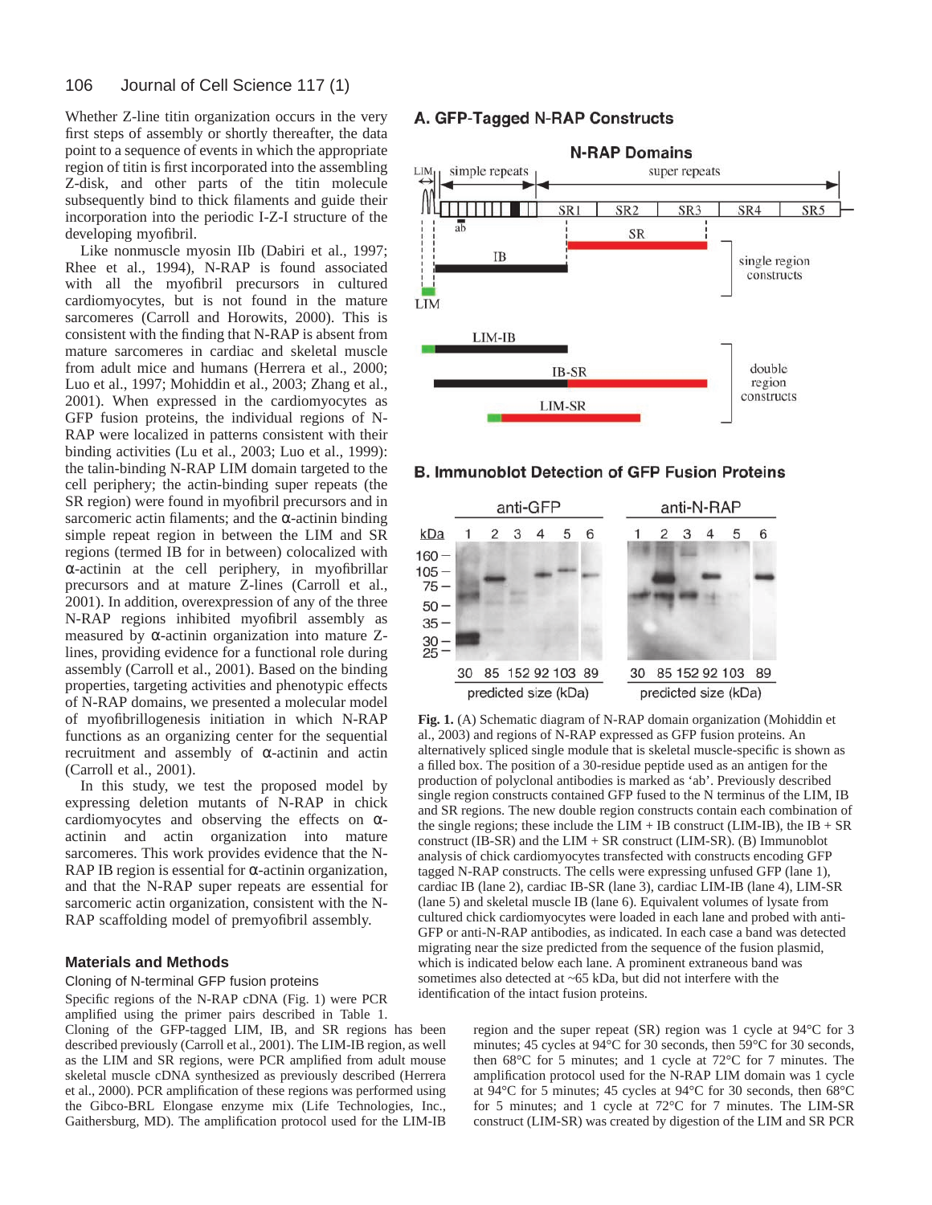Whether Z-line titin organization occurs in the very first steps of assembly or shortly thereafter, the data point to a sequence of events in which the appropriate region of titin is first incorporated into the assembling Z-disk, and other parts of the titin molecule subsequently bind to thick filaments and guide their incorporation into the periodic I-Z-I structure of the developing myofibril.

Like nonmuscle myosin IIb (Dabiri et al., 1997; Rhee et al., 1994), N-RAP is found associated with all the myofibril precursors in cultured cardiomyocytes, but is not found in the mature sarcomeres (Carroll and Horowits, 2000). This is consistent with the finding that N-RAP is absent from mature sarcomeres in cardiac and skeletal muscle from adult mice and humans (Herrera et al., 2000; Luo et al., 1997; Mohiddin et al., 2003; Zhang et al., 2001). When expressed in the cardiomyocytes as GFP fusion proteins, the individual regions of N-RAP were localized in patterns consistent with their binding activities (Lu et al., 2003; Luo et al., 1999): the talin-binding N-RAP LIM domain targeted to the cell periphery; the actin-binding super repeats (the SR region) were found in myofibril precursors and in sarcomeric actin filaments; and the α-actinin binding simple repeat region in between the LIM and SR regions (termed IB for in between) colocalized with α-actinin at the cell periphery, in myofibrillar precursors and at mature Z-lines (Carroll et al., 2001). In addition, overexpression of any of the three N-RAP regions inhibited myofibril assembly as measured by α-actinin organization into mature Z-lines, providing evidence for a functional role during assembly (Carroll et al., 2001). Based on the binding properties, targeting activities and phenotypic effects of N-RAP domains, we presented a molecular model of myofibrillogenesis initiation in which N-RAP functions as an organizing center for the sequential recruitment and assembly of α-actinin and actin (Carroll et al., 2001).

In this study, we test the proposed model by expressing deletion mutants of N-RAP in chick cardiomyocytes and observing the effects on α-actinin and actin organization into mature sarcomeres. This work provides evidence that the N-RAP IB region is essential for α-actinin organization, and that the N-RAP super repeats are essential for sarcomeric actin organization, consistent with the N-RAP scaffolding model of premyofibril assembly.

**Fig. 1.** (A) Schematic diagram of N-RAP domain organization (Mohiddin et al., 2003) and regions of N-RAP expressed as GFP fusion proteins. An alternatively spliced single module that is skeletal muscle-specific is shown as a filled box. The position of a 30-residue peptide used as an antigen for the production of polyclonal antibodies is marked as 'ab'. Previously described single region constructs contained GFP fused to the N terminus of the LIM, IB and SR regions. The new double region constructs contain each combination of the single regions; these include the LIM + IB construct (LIM-IB), the IB + SR construct (IB-SR) and the LIM + SR construct (LIM-SR). (B) Immunoblot analysis of chick cardiomyocytes transfected with constructs encoding GFP tagged N-RAP constructs. The cells were expressing unfused GFP (lane 1), cardiac IB (lane 2), cardiac IB-SR (lane 3), cardiac LIM-IB (lane 4), LIM-SR (lane 5) and skeletal muscle IB (lane 6). Equivalent volumes of lysate from cultured chick cardiomyocytes were loaded in each lane and probed with anti-GFP or anti-N-RAP antibodies, as indicated. In each case a band was detected migrating near the size predicted from the sequence of the fusion plasmid, which is indicated below each lane. A prominent extraneous band was sometimes also detected at ~65 kDa, but did not interfere with the identification of the intact fusion proteins.

## Materials and Methods

### Cloning of N-terminal GFP fusion proteins

Specific regions of the N-RAP cDNA (Fig. 1) were PCR amplified using the primer pairs described in Table 1. Cloning of the GFP-tagged LIM, IB, and SR regions has been described previously (Carroll et al., 2001). The LIM-IB region, as well as the LIM and SR regions, were PCR amplified from adult mouse skeletal muscle cDNA synthesized as previously described (Herrera et al., 2000). PCR amplification of these regions was performed using the Gibco-BRL Elongase enzyme mix (Life Technologies, Inc., Gaithersburg, MD). The amplification protocol used for the LIM-IB region and the super repeat (SR) region was 1 cycle at 94°C for 3 minutes; 45 cycles at 94°C for 30 seconds, then 59°C for 30 seconds, then 68°C for 5 minutes; and 1 cycle at 72°C for 7 minutes. The amplification protocol used for the N-RAP LIM domain was 1 cycle at 94°C for 5 minutes; 45 cycles at 94°C for 30 seconds, then 68°C for 5 minutes; and 1 cycle at 72°C for 7 minutes. The LIM-SR construct (LIM-SR) was created by digestion of the LIM and SR PCR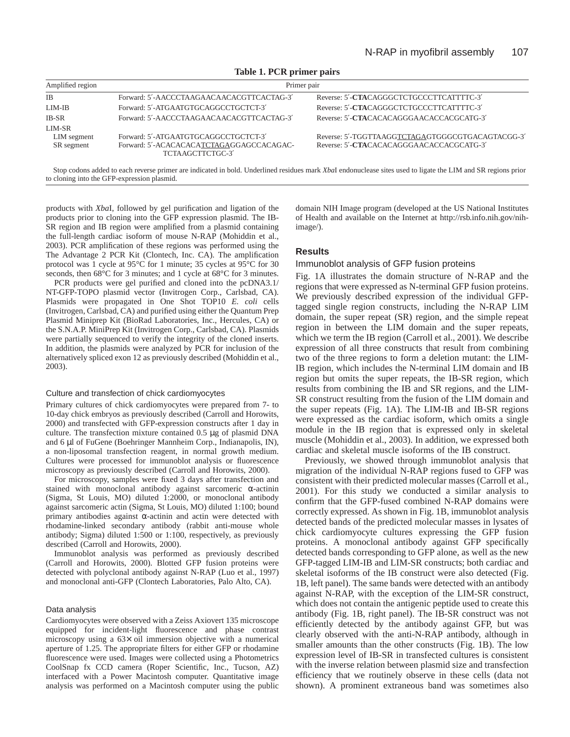**Table 1. PCR primer pairs**

| Amplified region | Primer pair | |
|---|---|---|
| IB | Forward: 5′-AACCCTAAGAACAACACGTTCACTAG-3′ | Reverse: 5′-**CTA**CAGGGCTCTGCCCTTCATTTTC-3′ |
| LIM-IB | Forward: 5′-ATGAATGTGCAGGCCTGCTCT-3′ | Reverse: 5′-**CTA**CAGGGCTCTGCCCTTCATTTTC-3′ |
| IB-SR | Forward: 5′-AACCCTAAGAACAACACGTTCACTAG-3′ | Reverse: 5′-**CTA**CACACAGGGAACACCACGCATG-3′ |
| LIM-SR | | |
| LIM segment | Forward: 5′-ATGAATGTGCAGGCCTGCTCT-3′ | Reverse: 5′-TGGTTAAGG<u>TCTAGA</u>GTGGGCGTGACAGTACGG-3′ |
| SR segment | Forward: 5′-ACACACACA<u>TCTAGA</u>GGAGCCACAGAC-TCTAAGCTTCTGC-3′ | Reverse: 5′-**CTA**CACACAGGGAACACCACGCATG-3′ |

Stop codons added to each reverse primer are indicated in bold. Underlined residues mark *Xba*I endonuclease sites used to ligate the LIM and SR regions prior to cloning into the GFP-expression plasmid.

products with *Xba*I, followed by gel purification and ligation of the products prior to cloning into the GFP expression plasmid. The IB-SR region and IB region were amplified from a plasmid containing the full-length cardiac isoform of mouse N-RAP (Mohiddin et al., 2003). PCR amplification of these regions was performed using the The Advantage 2 PCR Kit (Clontech, Inc. CA). The amplification protocol was 1 cycle at 95°C for 1 minute; 35 cycles at 95°C for 30 seconds, then 68°C for 3 minutes; and 1 cycle at 68°C for 3 minutes.

PCR products were gel purified and cloned into the pcDNA3.1/NT-GFP-TOPO plasmid vector (Invitrogen Corp., Carlsbad, CA). Plasmids were propagated in One Shot TOP10 *E. coli* cells (Invitrogen, Carlsbad, CA) and purified using either the Quantum Prep Plasmid Miniprep Kit (BioRad Laboratories, Inc., Hercules, CA) or the S.N.A.P. MiniPrep Kit (Invitrogen Corp., Carlsbad, CA). Plasmids were partially sequenced to verify the integrity of the cloned inserts. In addition, the plasmids were analyzed by PCR for inclusion of the alternatively spliced exon 12 as previously described (Mohiddin et al., 2003).

### Culture and transfection of chick cardiomyocytes

Primary cultures of chick cardiomyocytes were prepared from 7- to 10-day chick embryos as previously described (Carroll and Horowits, 2000) and transfected with GFP-expression constructs after 1 day in culture. The transfection mixture contained 0.5 μg of plasmid DNA and 6 μl of FuGene (Boehringer Mannheim Corp., Indianapolis, IN), a non-liposomal transfection reagent, in normal growth medium. Cultures were processed for immunoblot analysis or fluorescence microscopy as previously described (Carroll and Horowits, 2000).

For microscopy, samples were fixed 3 days after transfection and stained with monoclonal antibody against sarcomeric α-actinin (Sigma, St Louis, MO) diluted 1:2000, or monoclonal antibody against sarcomeric actin (Sigma, St Louis, MO) diluted 1:100; bound primary antibodies against α-actinin and actin were detected with rhodamine-linked secondary antibody (rabbit anti-mouse whole antibody; Sigma) diluted 1:500 or 1:100, respectively, as previously described (Carroll and Horowits, 2000).

Immunoblot analysis was performed as previously described (Carroll and Horowits, 2000). Blotted GFP fusion proteins were detected with polyclonal antibody against N-RAP (Luo et al., 1997) and monoclonal anti-GFP (Clontech Laboratories, Palo Alto, CA).

### Data analysis

Cardiomyocytes were observed with a Zeiss Axiovert 135 microscope equipped for incident-light fluorescence and phase contrast microscopy using a 63× oil immersion objective with a numerical aperture of 1.25. The appropriate filters for either GFP or rhodamine fluorescence were used. Images were collected using a Photometrics CoolSnap fx CCD camera (Roper Scientific, Inc., Tucson, AZ) interfaced with a Power Macintosh computer. Quantitative image analysis was performed on a Macintosh computer using the public domain NIH Image program (developed at the US National Institutes of Health and available on the Internet at http://rsb.info.nih.gov/nih-image/).

## Results

### Immunoblot analysis of GFP fusion proteins

Fig. 1A illustrates the domain structure of N-RAP and the regions that were expressed as N-terminal GFP fusion proteins. We previously described expression of the individual GFP-tagged single region constructs, including the N-RAP LIM domain, the super repeat (SR) region, and the simple repeat region in between the LIM domain and the super repeats, which we term the IB region (Carroll et al., 2001). We describe expression of all three constructs that result from combining two of the three regions to form a deletion mutant: the LIM-IB region, which includes the N-terminal LIM domain and IB region but omits the super repeats, the IB-SR region, which results from combining the IB and SR regions, and the LIM-SR construct resulting from the fusion of the LIM domain and the super repeats (Fig. 1A). The LIM-IB and IB-SR regions were expressed as the cardiac isoform, which omits a single module in the IB region that is expressed only in skeletal muscle (Mohiddin et al., 2003). In addition, we expressed both cardiac and skeletal muscle isoforms of the IB construct.

Previously, we showed through immunoblot analysis that migration of the individual N-RAP regions fused to GFP was consistent with their predicted molecular masses (Carroll et al., 2001). For this study we conducted a similar analysis to confirm that the GFP-fused combined N-RAP domains were correctly expressed. As shown in Fig. 1B, immunoblot analysis detected bands of the predicted molecular masses in lysates of chick cardiomyocyte cultures expressing the GFP fusion proteins. A monoclonal antibody against GFP specifically detected bands corresponding to GFP alone, as well as the new GFP-tagged LIM-IB and LIM-SR constructs; both cardiac and skeletal isoforms of the IB construct were also detected (Fig. 1B, left panel). The same bands were detected with an antibody against N-RAP, with the exception of the LIM-SR construct, which does not contain the antigenic peptide used to create this antibody (Fig. 1B, right panel). The IB-SR construct was not efficiently detected by the antibody against GFP, but was clearly observed with the anti-N-RAP antibody, although in smaller amounts than the other constructs (Fig. 1B). The low expression level of IB-SR in transfected cultures is consistent with the inverse relation between plasmid size and transfection efficiency that we routinely observe in these cells (data not shown). A prominent extraneous band was sometimes also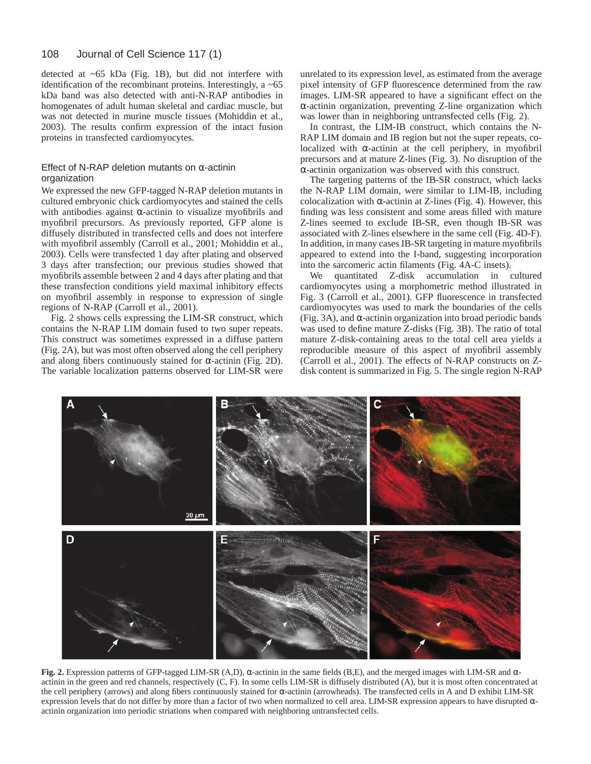detected at ~65 kDa (Fig. 1B), but did not interfere with identification of the recombinant proteins. Interestingly, a ~65 kDa band was also detected with anti-N-RAP antibodies in homogenates of adult human skeletal and cardiac muscle, but was not detected in murine muscle tissues (Mohiddin et al., 2003). The results confirm expression of the intact fusion proteins in transfected cardiomyocytes.

### Effect of N-RAP deletion mutants on α-actinin organization

We expressed the new GFP-tagged N-RAP deletion mutants in cultured embryonic chick cardiomyocytes and stained the cells with antibodies against α-actinin to visualize myofibrils and myofibril precursors. As previously reported, GFP alone is diffusely distributed in transfected cells and does not interfere with myofibril assembly (Carroll et al., 2001; Mohiddin et al., 2003). Cells were transfected 1 day after plating and observed 3 days after transfection; our previous studies showed that myofibrils assemble between 2 and 4 days after plating and that these transfection conditions yield maximal inhibitory effects on myofibril assembly in response to expression of single regions of N-RAP (Carroll et al., 2001).

Fig. 2 shows cells expressing the LIM-SR construct, which contains the N-RAP LIM domain fused to two super repeats. This construct was sometimes expressed in a diffuse pattern (Fig. 2A), but was most often observed along the cell periphery and along fibers continuously stained for α-actinin (Fig. 2D). The variable localization patterns observed for LIM-SR were unrelated to its expression level, as estimated from the average pixel intensity of GFP fluorescence determined from the raw images. LIM-SR appeared to have a significant effect on the α-actinin organization, preventing Z-line organization which was lower than in neighboring untransfected cells (Fig. 2).

In contrast, the LIM-IB construct, which contains the N-RAP LIM domain and IB region but not the super repeats, co-localized with α-actinin at the cell periphery, in myofibril precursors and at mature Z-lines (Fig. 3). No disruption of the α-actinin organization was observed with this construct.

The targeting patterns of the IB-SR construct, which lacks the N-RAP LIM domain, were similar to LIM-IB, including colocalization with α-actinin at Z-lines (Fig. 4). However, this finding was less consistent and some areas filled with mature Z-lines seemed to exclude IB-SR, even though IB-SR was associated with Z-lines elsewhere in the same cell (Fig. 4D-F). In addition, in many cases IB-SR targeting in mature myofibrils appeared to extend into the I-band, suggesting incorporation into the sarcomeric actin filaments (Fig. 4A-C insets).

We quantitated Z-disk accumulation in cultured cardiomyocytes using a morphometric method illustrated in Fig. 3 (Carroll et al., 2001). GFP fluorescence in transfected cardiomyocytes was used to mark the boundaries of the cells (Fig. 3A), and α-actinin organization into broad periodic bands was used to define mature Z-disks (Fig. 3B). The ratio of total mature Z-disk-containing areas to the total cell area yields a reproducible measure of this aspect of myofibril assembly (Carroll et al., 2001). The effects of N-RAP constructs on Z-disk content is summarized in Fig. 5. The single region N-RAP

**Fig. 2.** Expression patterns of GFP-tagged LIM-SR (A,D), α-actinin in the same fields (B,E), and the merged images with LIM-SR and α-actinin in the green and red channels, respectively (C, F). In some cells LIM-SR is diffusely distributed (A), but it is most often concentrated at the cell periphery (arrows) and along fibers continuously stained for α-actinin (arrowheads). The transfected cells in A and D exhibit LIM-SR expression levels that do not differ by more than a factor of two when normalized to cell area. LIM-SR expression appears to have disrupted α-actinin organization into periodic striations when compared with neighboring untransfected cells.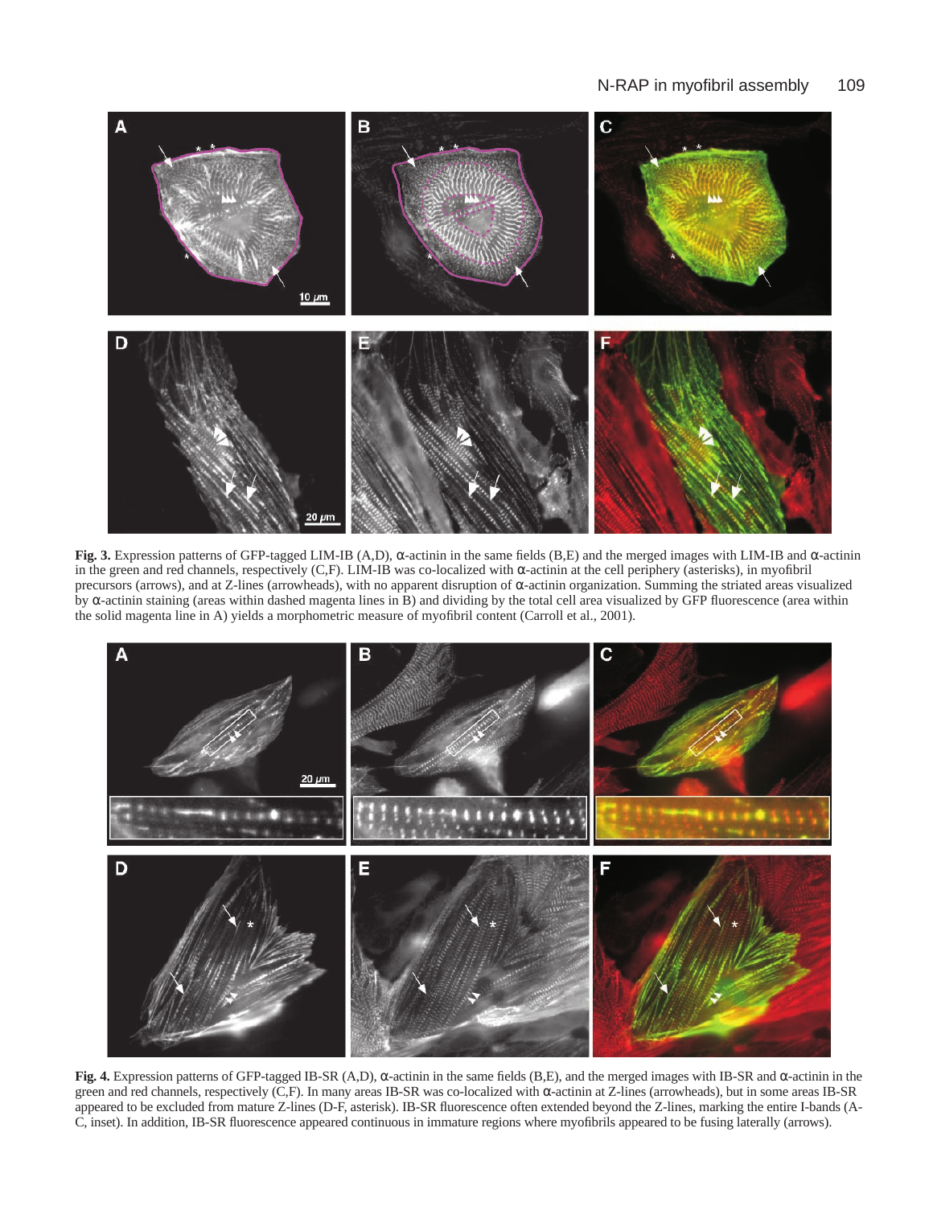**Fig. 3.** Expression patterns of GFP-tagged LIM-IB (A,D), α-actinin in the same fields (B,E) and the merged images with LIM-IB and α-actinin in the green and red channels, respectively (C,F). LIM-IB was co-localized with α-actinin at the cell periphery (asterisks), in myofibril precursors (arrows), and at Z-lines (arrowheads), with no apparent disruption of α-actinin organization. Summing the striated areas visualized by α-actinin staining (areas within dashed magenta lines in B) and dividing by the total cell area visualized by GFP fluorescence (area within the solid magenta line in A) yields a morphometric measure of myofibril content (Carroll et al., 2001).

**Fig. 4.** Expression patterns of GFP-tagged IB-SR (A,D), α-actinin in the same fields (B,E), and the merged images with IB-SR and α-actinin in the green and red channels, respectively (C,F). In many areas IB-SR was co-localized with α-actinin at Z-lines (arrowheads), but in some areas IB-SR appeared to be excluded from mature Z-lines (D-F, asterisk). IB-SR fluorescence often extended beyond the Z-lines, marking the entire I-bands (A-C, inset). In addition, IB-SR fluorescence appeared continuous in immature regions where myofibrils appeared to be fusing laterally (arrows).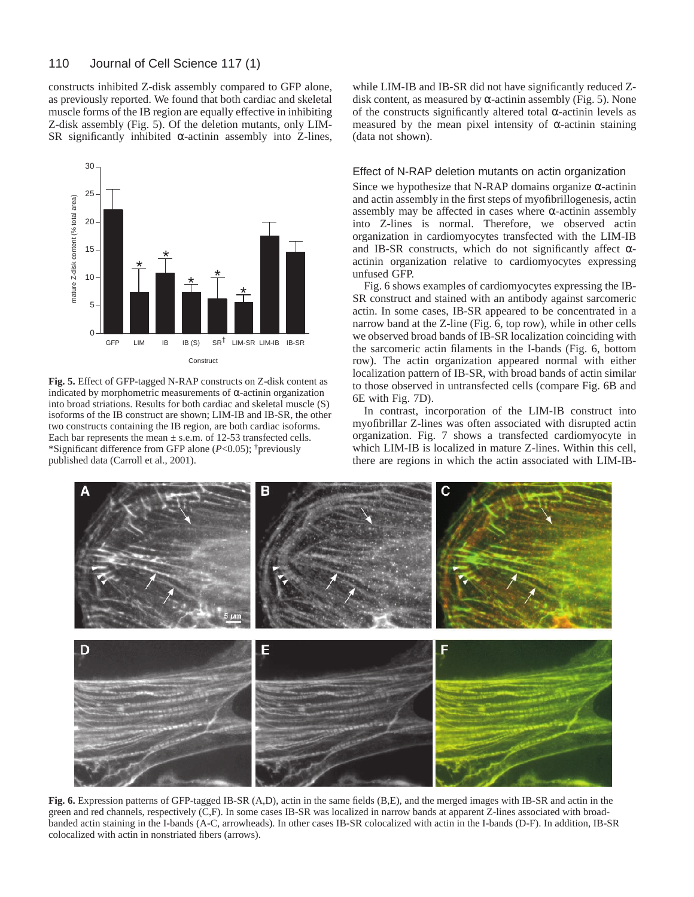constructs inhibited Z-disk assembly compared to GFP alone, as previously reported. We found that both cardiac and skeletal muscle forms of the IB region are equally effective in inhibiting Z-disk assembly (Fig. 5). Of the deletion mutants, only LIM-SR significantly inhibited α-actinin assembly into Z-lines, while LIM-IB and IB-SR did not have significantly reduced Z-disk content, as measured by α-actinin assembly (Fig. 5). None of the constructs significantly altered total α-actinin levels as measured by the mean pixel intensity of α-actinin staining (data not shown).

**Fig. 5.** Effect of GFP-tagged N-RAP constructs on Z-disk content as indicated by morphometric measurements of α-actinin organization into broad striations. Results for both cardiac and skeletal muscle (S) isoforms of the IB construct are shown; LIM-IB and IB-SR, the other two constructs containing the IB region, are both cardiac isoforms. Each bar represents the mean ± s.e.m. of 12-53 transfected cells. *Significant difference from GFP alone ($P$<0.05); †previously published data (Carroll et al., 2001).

### Effect of N-RAP deletion mutants on actin organization

Since we hypothesize that N-RAP domains organize α-actinin and actin assembly in the first steps of myofibrillogenesis, actin assembly may be affected in cases where α-actinin assembly into Z-lines is normal. Therefore, we observed actin organization in cardiomyocytes transfected with the LIM-IB and IB-SR constructs, which do not significantly affect α-actinin organization relative to cardiomyocytes expressing unfused GFP.

Fig. 6 shows examples of cardiomyocytes expressing the IB-SR construct and stained with an antibody against sarcomeric actin. In some cases, IB-SR appeared to be concentrated in a narrow band at the Z-line (Fig. 6, top row), while in other cells we observed broad bands of IB-SR localization coinciding with the sarcomeric actin filaments in the I-bands (Fig. 6, bottom row). The actin organization appeared normal with either localization pattern of IB-SR, with broad bands of actin similar to those observed in untransfected cells (compare Fig. 6B and 6E with Fig. 7D).

In contrast, incorporation of the LIM-IB construct into myofibrillar Z-lines was often associated with disrupted actin organization. Fig. 7 shows a transfected cardiomyocyte in which LIM-IB is localized in mature Z-lines. Within this cell, there are regions in which the actin associated with LIM-IB-

**Fig. 6.** Expression patterns of GFP-tagged IB-SR (A,D), actin in the same fields (B,E), and the merged images with IB-SR and actin in the green and red channels, respectively (C,F). In some cases IB-SR was localized in narrow bands at apparent Z-lines associated with broad-banded actin staining in the I-bands (A-C, arrowheads). In other cases IB-SR colocalized with actin in the I-bands (D-F). In addition, IB-SR colocalized with actin in nonstriated fibers (arrows).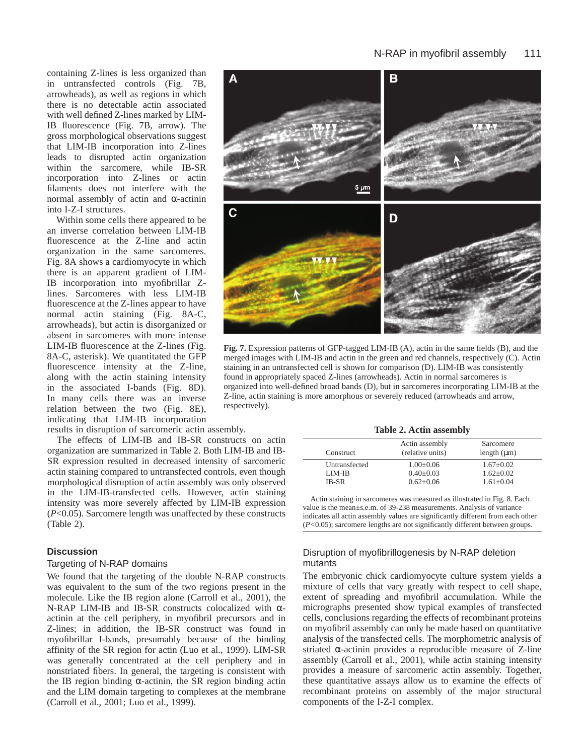containing Z-lines is less organized than in untransfected controls (Fig. 7B, arrowheads), as well as regions in which there is no detectable actin associated with well defined Z-lines marked by LIM-IB fluorescence (Fig. 7B, arrow). The gross morphological observations suggest that LIM-IB incorporation into Z-lines leads to disrupted actin organization within the sarcomere, while IB-SR incorporation into Z-lines or actin filaments does not interfere with the normal assembly of actin and α-actinin into I-Z-I structures.

Within some cells there appeared to be an inverse correlation between LIM-IB fluorescence at the Z-line and actin organization in the same sarcomeres. Fig. 8A shows a cardiomyocyte in which there is an apparent gradient of LIM-IB incorporation into myofibrillar Z-lines. Sarcomeres with less LIM-IB fluorescence at the Z-lines appear to have normal actin staining (Fig. 8A-C, arrowheads), but actin is disorganized or absent in sarcomeres with more intense LIM-IB fluorescence at the Z-lines (Fig. 8A-C, asterisk). We quantitated the GFP fluorescence intensity at the Z-line, along with the actin staining intensity in the associated I-bands (Fig. 8D). In many cells there was an inverse relation between the two (Fig. 8E), indicating that LIM-IB incorporation results in disruption of sarcomeric actin assembly.

The effects of LIM-IB and IB-SR constructs on actin organization are summarized in Table 2. Both LIM-IB and IB-SR expression resulted in decreased intensity of sarcomeric actin staining compared to untransfected controls, even though morphological disruption of actin assembly was only observed in the LIM-IB-transfected cells. However, actin staining intensity was more severely affected by LIM-IB expression ($P<0.05$). Sarcomere length was unaffected by these constructs (Table 2).

**Fig. 7.** Expression patterns of GFP-tagged LIM-IB (A), actin in the same fields (B), and the merged images with LIM-IB and actin in the green and red channels, respectively (C). Actin staining in an untransfected cell is shown for comparison (D). LIM-IB was consistently found in appropriately spaced Z-lines (arrowheads). Actin in normal sarcomeres is organized into well-defined broad bands (D), but in sarcomeres incorporating LIM-IB at the Z-line, actin staining is more amorphous or severely reduced (arrowheads and arrow, respectively).

**Table 2. Actin assembly**

| Construct | Actin assembly (relative units) | Sarcomere length (μm) |
|---|---|---|
| Untransfected | 1.00±0.06 | 1.67±0.02 |
| LIM-IB | 0.40±0.03 | 1.62±0.02 |
| IB-SR | 0.62±0.06 | 1.61±0.04 |

Actin staining in sarcomeres was measured as illustrated in Fig. 8. Each value is the mean±s.e.m. of 39-238 measurements. Analysis of variance indicates all actin assembly values are significantly different from each other ($P<0.05$); sarcomere lengths are not significantly different between groups.

## Discussion

### Targeting of N-RAP domains

We found that the targeting of the double N-RAP constructs was equivalent to the sum of the two regions present in the molecule. Like the IB region alone (Carroll et al., 2001), the N-RAP LIM-IB and IB-SR constructs colocalized with α-actinin at the cell periphery, in myofibril precursors and in Z-lines; in addition, the IB-SR construct was found in myofibrillar I-bands, presumably because of the binding affinity of the SR region for actin (Luo et al., 1999). LIM-SR was generally concentrated at the cell periphery and in nonstriated fibers. In general, the targeting is consistent with the IB region binding α-actinin, the SR region binding actin and the LIM domain targeting to complexes at the membrane (Carroll et al., 2001; Luo et al., 1999).

### Disruption of myofibrillogenesis by N-RAP deletion mutants

The embryonic chick cardiomyocyte culture system yields a mixture of cells that vary greatly with respect to cell shape, extent of spreading and myofibril accumulation. While the micrographs presented show typical examples of transfected cells, conclusions regarding the effects of recombinant proteins on myofibril assembly can only be made based on quantitative analysis of the transfected cells. The morphometric analysis of striated α-actinin provides a reproducible measure of Z-line assembly (Carroll et al., 2001), while actin staining intensity provides a measure of sarcomeric actin assembly. Together, these quantitative assays allow us to examine the effects of recombinant proteins on assembly of the major structural components of the I-Z-I complex.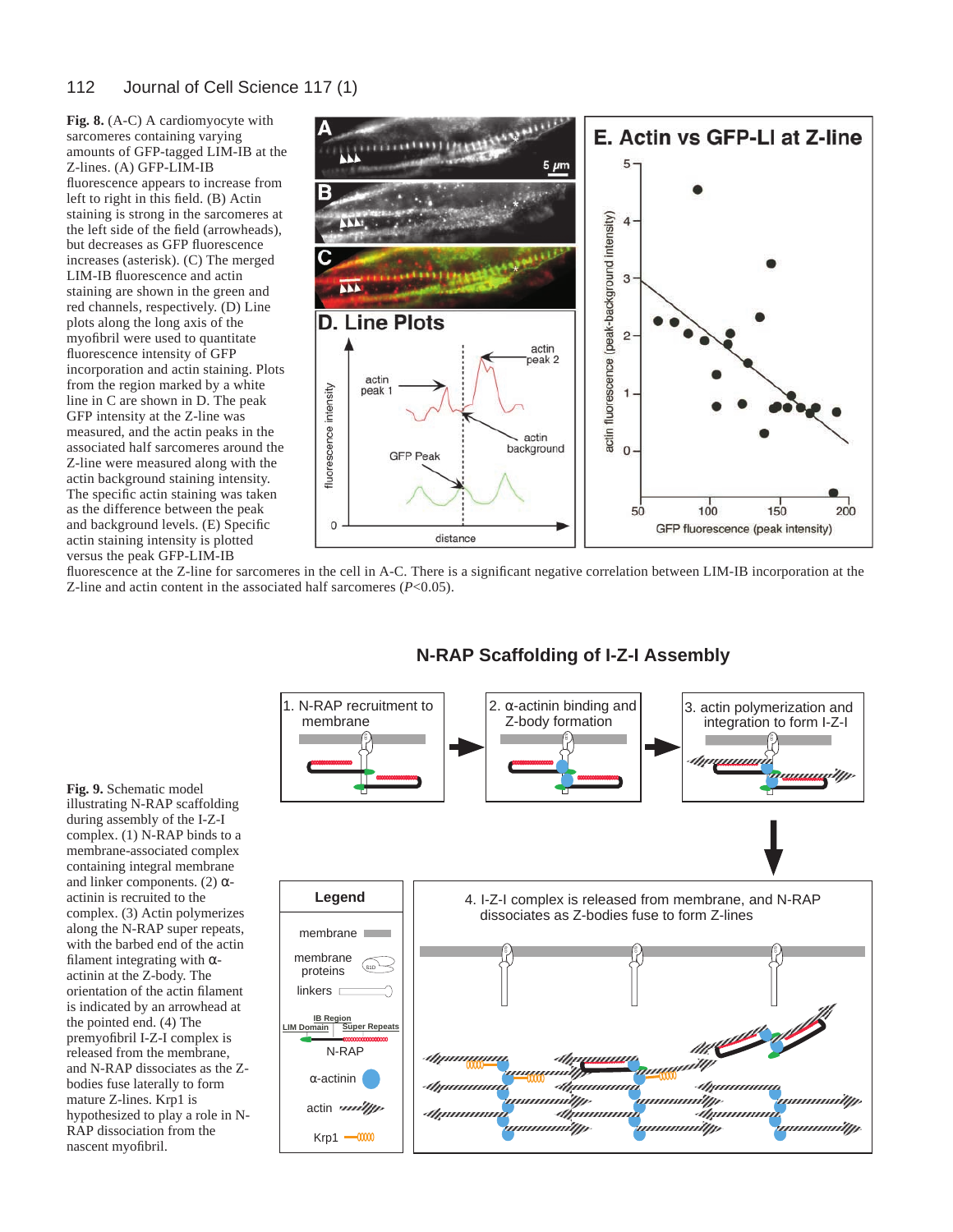**Fig. 8.** (A-C) A cardiomyocyte with sarcomeres containing varying amounts of GFP-tagged LIM-IB at the Z-lines. (A) GFP-LIM-IB fluorescence appears to increase from left to right in this field. (B) Actin staining is strong in the sarcomeres at the left side of the field (arrowheads), but decreases as GFP fluorescence increases (asterisk). (C) The merged LIM-IB fluorescence and actin staining are shown in the green and red channels, respectively. (D) Line plots along the long axis of the myofibril were used to quantitate fluorescence intensity of GFP incorporation and actin staining. Plots from the region marked by a white line in C are shown in D. The peak GFP intensity at the Z-line was measured, and the actin peaks in the associated half sarcomeres around the Z-line were measured along with the actin background staining intensity. The specific actin staining was taken as the difference between the peak and background levels. (E) Specific actin staining intensity is plotted versus the peak GFP-LIM-IB fluorescence at the Z-line for sarcomeres in the cell in A-C. There is a significant negative correlation between LIM-IB incorporation at the Z-line and actin content in the associated half sarcomeres ($P<0.05$).

**Fig. 9.** Schematic model illustrating N-RAP scaffolding during assembly of the I-Z-I complex. (1) N-RAP binds to a membrane-associated complex containing integral membrane and linker components. (2) α-actinin is recruited to the complex. (3) Actin polymerizes along the N-RAP super repeats, with the barbed end of the actin filament integrating with α-actinin at the Z-body. The orientation of the actin filament is indicated by an arrowhead at the pointed end. (4) The premyofibril I-Z-I complex is released from the membrane, and N-RAP dissociates as the Z-bodies fuse laterally to form mature Z-lines. Krp1 is hypothesized to play a role in N-RAP dissociation from the nascent myofibril.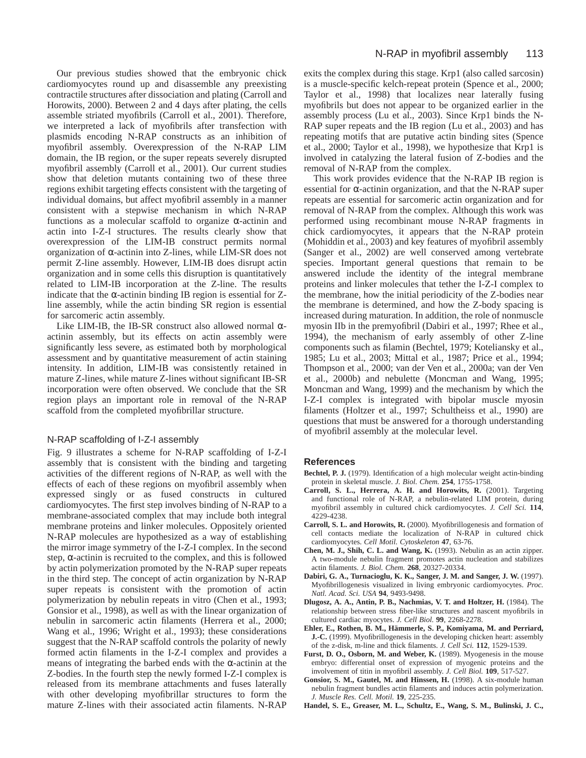Our previous studies showed that the embryonic chick cardiomyocytes round up and disassemble any preexisting contractile structures after dissociation and plating (Carroll and Horowits, 2000). Between 2 and 4 days after plating, the cells assemble striated myofibrils (Carroll et al., 2001). Therefore, we interpreted a lack of myofibrils after transfection with plasmids encoding N-RAP constructs as an inhibition of myofibril assembly. Overexpression of the N-RAP LIM domain, the IB region, or the super repeats severely disrupted myofibril assembly (Carroll et al., 2001). Our current studies show that deletion mutants containing two of these three regions exhibit targeting effects consistent with the targeting of individual domains, but affect myofibril assembly in a manner consistent with a stepwise mechanism in which N-RAP functions as a molecular scaffold to organize α-actinin and actin into I-Z-I structures. The results clearly show that overexpression of the LIM-IB construct permits normal organization of α-actinin into Z-lines, while LIM-SR does not permit Z-line assembly. However, LIM-IB does disrupt actin organization and in some cells this disruption is quantitatively related to LIM-IB incorporation at the Z-line. The results indicate that the α-actinin binding IB region is essential for Z-line assembly, while the actin binding SR region is essential for sarcomeric actin assembly.

Like LIM-IB, the IB-SR construct also allowed normal α-actinin assembly, but its effects on actin assembly were significantly less severe, as estimated both by morphological assessment and by quantitative measurement of actin staining intensity. In addition, LIM-IB was consistently retained in mature Z-lines, while mature Z-lines without significant IB-SR incorporation were often observed. We conclude that the SR region plays an important role in removal of the N-RAP scaffold from the completed myofibrillar structure.

### N-RAP scaffolding of I-Z-I assembly

Fig. 9 illustrates a scheme for N-RAP scaffolding of I-Z-I assembly that is consistent with the binding and targeting activities of the different regions of N-RAP, as well with the effects of each of these regions on myofibril assembly when expressed singly or as fused constructs in cultured cardiomyocytes. The first step involves binding of N-RAP to a membrane-associated complex that may include both integral membrane proteins and linker molecules. Oppositely oriented N-RAP molecules are hypothesized as a way of establishing the mirror image symmetry of the I-Z-I complex. In the second step, α-actinin is recruited to the complex, and this is followed by actin polymerization promoted by the N-RAP super repeats in the third step. The concept of actin organization by N-RAP super repeats is consistent with the promotion of actin polymerization by nebulin repeats in vitro (Chen et al., 1993; Gonsior et al., 1998), as well as with the linear organization of nebulin in sarcomeric actin filaments (Herrera et al., 2000; Wang et al., 1996; Wright et al., 1993); these considerations suggest that the N-RAP scaffold controls the polarity of newly formed actin filaments in the I-Z-I complex and provides a means of integrating the barbed ends with the α-actinin at the Z-bodies. In the fourth step the newly formed I-Z-I complex is released from its membrane attachments and fuses laterally with other developing myofibrillar structures to form the mature Z-lines with their associated actin filaments. N-RAP exits the complex during this stage. Krp1 (also called sarcosin) is a muscle-specific kelch-repeat protein (Spence et al., 2000; Taylor et al., 1998) that localizes near laterally fusing myofibrils but does not appear to be organized earlier in the assembly process (Lu et al., 2003). Since Krp1 binds the N-RAP super repeats and the IB region (Lu et al., 2003) and has repeating motifs that are putative actin binding sites (Spence et al., 2000; Taylor et al., 1998), we hypothesize that Krp1 is involved in catalyzing the lateral fusion of Z-bodies and the removal of N-RAP from the complex.

This work provides evidence that the N-RAP IB region is essential for α-actinin organization, and that the N-RAP super repeats are essential for sarcomeric actin organization and for removal of N-RAP from the complex. Although this work was performed using recombinant mouse N-RAP fragments in chick cardiomyocytes, it appears that the N-RAP protein (Mohiddin et al., 2003) and key features of myofibril assembly (Sanger et al., 2002) are well conserved among vertebrate species. Important general questions that remain to be answered include the identity of the integral membrane proteins and linker molecules that tether the I-Z-I complex to the membrane, how the initial periodicity of the Z-bodies near the membrane is determined, and how the Z-body spacing is increased during maturation. In addition, the role of nonmuscle myosin IIb in the premyofibril (Dabiri et al., 1997; Rhee et al., 1994), the mechanism of early assembly of other Z-line components such as filamin (Bechtel, 1979; Koteliansky et al., 1985; Lu et al., 2003; Mittal et al., 1987; Price et al., 1994; Thompson et al., 2000; van der Ven et al., 2000a; van der Ven et al., 2000b) and nebulette (Moncman and Wang, 1995; Moncman and Wang, 1999) and the mechanism by which the I-Z-I complex is integrated with bipolar muscle myosin filaments (Holtzer et al., 1997; Schultheiss et al., 1990) are questions that must be answered for a thorough understanding of myofibril assembly at the molecular level.

## References

**Bechtel, P. J.** (1979). Identification of a high molecular weight actin-binding protein in skeletal muscle. *J. Biol. Chem.* **254**, 1755-1758.

**Carroll, S. L., Herrera, A. H. and Horowits, R.** (2001). Targeting and functional role of N-RAP, a nebulin-related LIM protein, during myofibril assembly in cultured chick cardiomyocytes. *J. Cell Sci.* **114**, 4229-4238.

**Carroll, S. L. and Horowits, R.** (2000). Myofibrillogenesis and formation of cell contacts mediate the localization of N-RAP in cultured chick cardiomyocytes. *Cell Motil. Cytoskeleton* **47**, 63-76.

**Chen, M. J., Shih, C. L. and Wang, K.** (1993). Nebulin as an actin zipper. A two-module nebulin fragment promotes actin nucleation and stabilizes actin filaments. *J. Biol. Chem.* **268**, 20327-20334.

**Dabiri, G. A., Turnacioglu, K. K., Sanger, J. M. and Sanger, J. W.** (1997). Myofibrillogenesis visualized in living embryonic cardiomyocytes. *Proc. Natl. Acad. Sci. USA* **94**, 9493-9498.

**Dlugosz, A. A., Antin, P. B., Nachmias, V. T. and Holtzer, H.** (1984). The relationship between stress fiber-like structures and nascent myofibrils in cultured cardiac myocytes. *J. Cell Biol.* **99**, 2268-2278.

**Ehler, E., Rothen, B. M., Hämmerle, S. P., Komiyama, M. and Perriard, J.-C.** (1999). Myofibrillogenesis in the developing chicken heart: assembly of the z-disk, m-line and thick filaments. *J. Cell Sci.* **112**, 1529-1539.

**Furst, D. O., Osborn, M. and Weber, K.** (1989). Myogenesis in the mouse embryo: differential onset of expression of myogenic proteins and the involvement of titin in myofibril assembly. *J. Cell Biol.* **109**, 517-527.

**Gonsior, S. M., Gautel, M. and Hinssen, H.** (1998). A six-module human nebulin fragment bundles actin filaments and induces actin polymerization. *J. Muscle Res. Cell. Motil.* **19**, 225-235.

**Handel, S. E., Greaser, M. L., Schultz, E., Wang, S. M., Bulinski, J. C.,**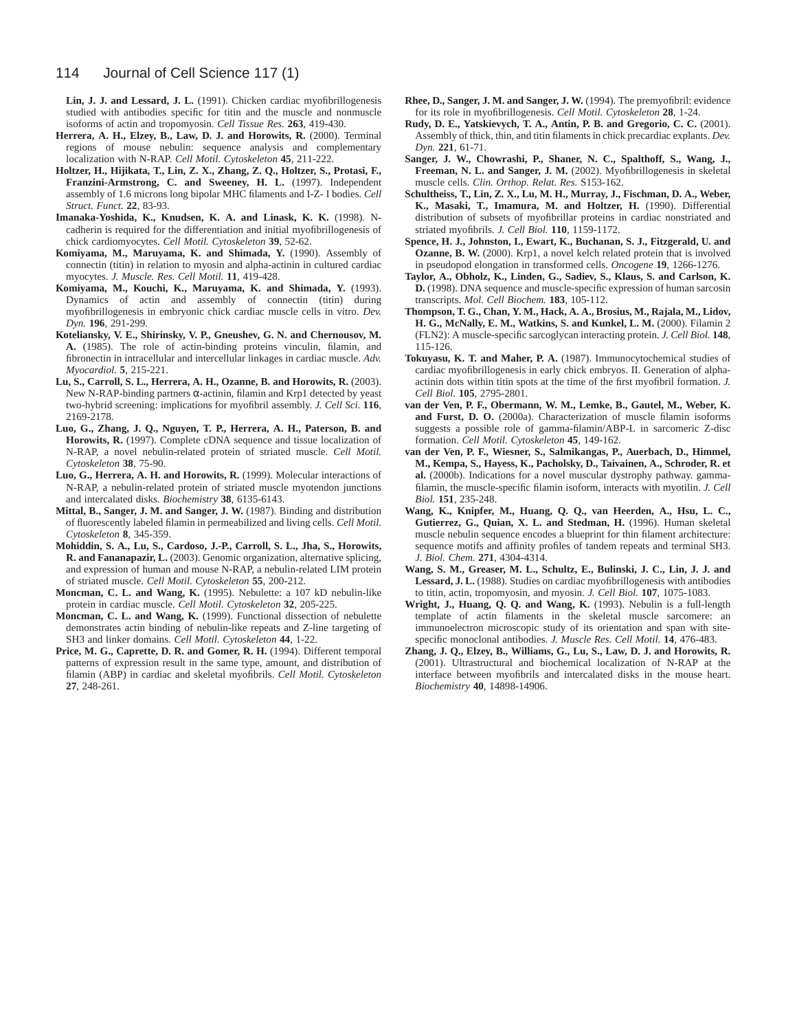**Lin, J. J. and Lessard, J. L.** (1991). Chicken cardiac myofibrillogenesis studied with antibodies specific for titin and the muscle and nonmuscle isoforms of actin and tropomyosin. *Cell Tissue Res.* **263**, 419-430.

**Herrera, A. H., Elzey, B., Law, D. J. and Horowits, R.** (2000). Terminal regions of mouse nebulin: sequence analysis and complementary localization with N-RAP. *Cell Motil. Cytoskeleton* **45**, 211-222.

**Holtzer, H., Hijikata, T., Lin, Z. X., Zhang, Z. Q., Holtzer, S., Protasi, F., Franzini-Armstrong, C. and Sweeney, H. L.** (1997). Independent assembly of 1.6 microns long bipolar MHC filaments and I-Z- I bodies. *Cell Struct. Funct.* **22**, 83-93.

**Imanaka-Yoshida, K., Knudsen, K. A. and Linask, K. K.** (1998). N-cadherin is required for the differentiation and initial myofibrillogenesis of chick cardiomyocytes. *Cell Motil. Cytoskeleton* **39**, 52-62.

**Komiyama, M., Maruyama, K. and Shimada, Y.** (1990). Assembly of connectin (titin) in relation to myosin and alpha-actinin in cultured cardiac myocytes. *J. Muscle. Res. Cell Motil.* **11**, 419-428.

**Komiyama, M., Kouchi, K., Maruyama, K. and Shimada, Y.** (1993). Dynamics of actin and assembly of connectin (titin) during myofibrillogenesis in embryonic chick cardiac muscle cells in vitro. *Dev. Dyn.* **196**, 291-299.

**Koteliansky, V. E., Shirinsky, V. P., Gneushev, G. N. and Chernousov, M. A.** (1985). The role of actin-binding proteins vinculin, filamin, and fibronectin in intracellular and intercellular linkages in cardiac muscle. *Adv. Myocardiol.* **5**, 215-221.

**Lu, S., Carroll, S. L., Herrera, A. H., Ozanne, B. and Horowits, R.** (2003). New N-RAP-binding partners α-actinin, filamin and Krp1 detected by yeast two-hybrid screening: implications for myofibril assembly. *J. Cell Sci.* **116**, 2169-2178.

**Luo, G., Zhang, J. Q., Nguyen, T. P., Herrera, A. H., Paterson, B. and Horowits, R.** (1997). Complete cDNA sequence and tissue localization of N-RAP, a novel nebulin-related protein of striated muscle. *Cell Motil. Cytoskeleton* **38**, 75-90.

**Luo, G., Herrera, A. H. and Horowits, R.** (1999). Molecular interactions of N-RAP, a nebulin-related protein of striated muscle myotendon junctions and intercalated disks. *Biochemistry* **38**, 6135-6143.

**Mittal, B., Sanger, J. M. and Sanger, J. W.** (1987). Binding and distribution of fluorescently labeled filamin in permeabilized and living cells. *Cell Motil. Cytoskeleton* **8**, 345-359.

**Mohiddin, S. A., Lu, S., Cardoso, J.-P., Carroll, S. L., Jha, S., Horowits, R. and Fananapazir, L.** (2003). Genomic organization, alternative splicing, and expression of human and mouse N-RAP, a nebulin-related LIM protein of striated muscle. *Cell Motil. Cytoskeleton* **55**, 200-212.

**Moncman, C. L. and Wang, K.** (1995). Nebulette: a 107 kD nebulin-like protein in cardiac muscle. *Cell Motil. Cytoskeleton* **32**, 205-225.

**Moncman, C. L. and Wang, K.** (1999). Functional dissection of nebulette demonstrates actin binding of nebulin-like repeats and Z-line targeting of SH3 and linker domains. *Cell Motil. Cytoskeleton* **44**, 1-22.

**Price, M. G., Caprette, D. R. and Gomer, R. H.** (1994). Different temporal patterns of expression result in the same type, amount, and distribution of filamin (ABP) in cardiac and skeletal myofibrils. *Cell Motil. Cytoskeleton* **27**, 248-261.

**Rhee, D., Sanger, J. M. and Sanger, J. W.** (1994). The premyofibril: evidence for its role in myofibrillogenesis. *Cell Motil. Cytoskeleton* **28**, 1-24.

**Rudy, D. E., Yatskievych, T. A., Antin, P. B. and Gregorio, C. C.** (2001). Assembly of thick, thin, and titin filaments in chick precardiac explants. *Dev. Dyn.* **221**, 61-71.

**Sanger, J. W., Chowrashi, P., Shaner, N. C., Spalthoff, S., Wang, J., Freeman, N. L. and Sanger, J. M.** (2002). Myofibrillogenesis in skeletal muscle cells. *Clin. Orthop. Relat. Res.* S153-162.

**Schultheiss, T., Lin, Z. X., Lu, M. H., Murray, J., Fischman, D. A., Weber, K., Masaki, T., Imamura, M. and Holtzer, H.** (1990). Differential distribution of subsets of myofibrillar proteins in cardiac nonstriated and striated myofibrils. *J. Cell Biol.* **110**, 1159-1172.

**Spence, H. J., Johnston, I., Ewart, K., Buchanan, S. J., Fitzgerald, U. and Ozanne, B. W.** (2000). Krp1, a novel kelch related protein that is involved in pseudopod elongation in transformed cells. *Oncogene* **19**, 1266-1276.

**Taylor, A., Obholz, K., Linden, G., Sadiev, S., Klaus, S. and Carlson, K. D.** (1998). DNA sequence and muscle-specific expression of human sarcosin transcripts. *Mol. Cell Biochem.* **183**, 105-112.

**Thompson, T. G., Chan, Y. M., Hack, A. A., Brosius, M., Rajala, M., Lidov, H. G., McNally, E. M., Watkins, S. and Kunkel, L. M.** (2000). Filamin 2 (FLN2): A muscle-specific sarcoglycan interacting protein. *J. Cell Biol.* **148**, 115-126.

**Tokuyasu, K. T. and Maher, P. A.** (1987). Immunocytochemical studies of cardiac myofibrillogenesis in early chick embryos. II. Generation of alpha-actinin dots within titin spots at the time of the first myofibril formation. *J. Cell Biol.* **105**, 2795-2801.

**van der Ven, P. F., Obermann, W. M., Lemke, B., Gautel, M., Weber, K. and Furst, D. O.** (2000a). Characterization of muscle filamin isoforms suggests a possible role of gamma-filamin/ABP-L in sarcomeric Z-disc formation. *Cell Motil. Cytoskeleton* **45**, 149-162.

**van der Ven, P. F., Wiesner, S., Salmikangas, P., Auerbach, D., Himmel, M., Kempa, S., Hayess, K., Pacholsky, D., Taivainen, A., Schroder, R. et al.** (2000b). Indications for a novel muscular dystrophy pathway. gamma-filamin, the muscle-specific filamin isoform, interacts with myotilin. *J. Cell Biol.* **151**, 235-248.

**Wang, K., Knipfer, M., Huang, Q. Q., van Heerden, A., Hsu, L. C., Gutierrez, G., Quian, X. L. and Stedman, H.** (1996). Human skeletal muscle nebulin sequence encodes a blueprint for thin filament architecture: sequence motifs and affinity profiles of tandem repeats and terminal SH3. *J. Biol. Chem.* **271**, 4304-4314.

**Wang, S. M., Greaser, M. L., Schultz, E., Bulinski, J. C., Lin, J. J. and Lessard, J. L.** (1988). Studies on cardiac myofibrillogenesis with antibodies to titin, actin, tropomyosin, and myosin. *J. Cell Biol.* **107**, 1075-1083.

**Wright, J., Huang, Q. Q. and Wang, K.** (1993). Nebulin is a full-length template of actin filaments in the skeletal muscle sarcomere: an immunoelectron microscopic study of its orientation and span with site-specific monoclonal antibodies. *J. Muscle Res. Cell Motil.* **14**, 476-483.

**Zhang, J. Q., Elzey, B., Williams, G., Lu, S., Law, D. J. and Horowits, R.** (2001). Ultrastructural and biochemical localization of N-RAP at the interface between myofibrils and intercalated disks in the mouse heart. *Biochemistry* **40**, 14898-14906.